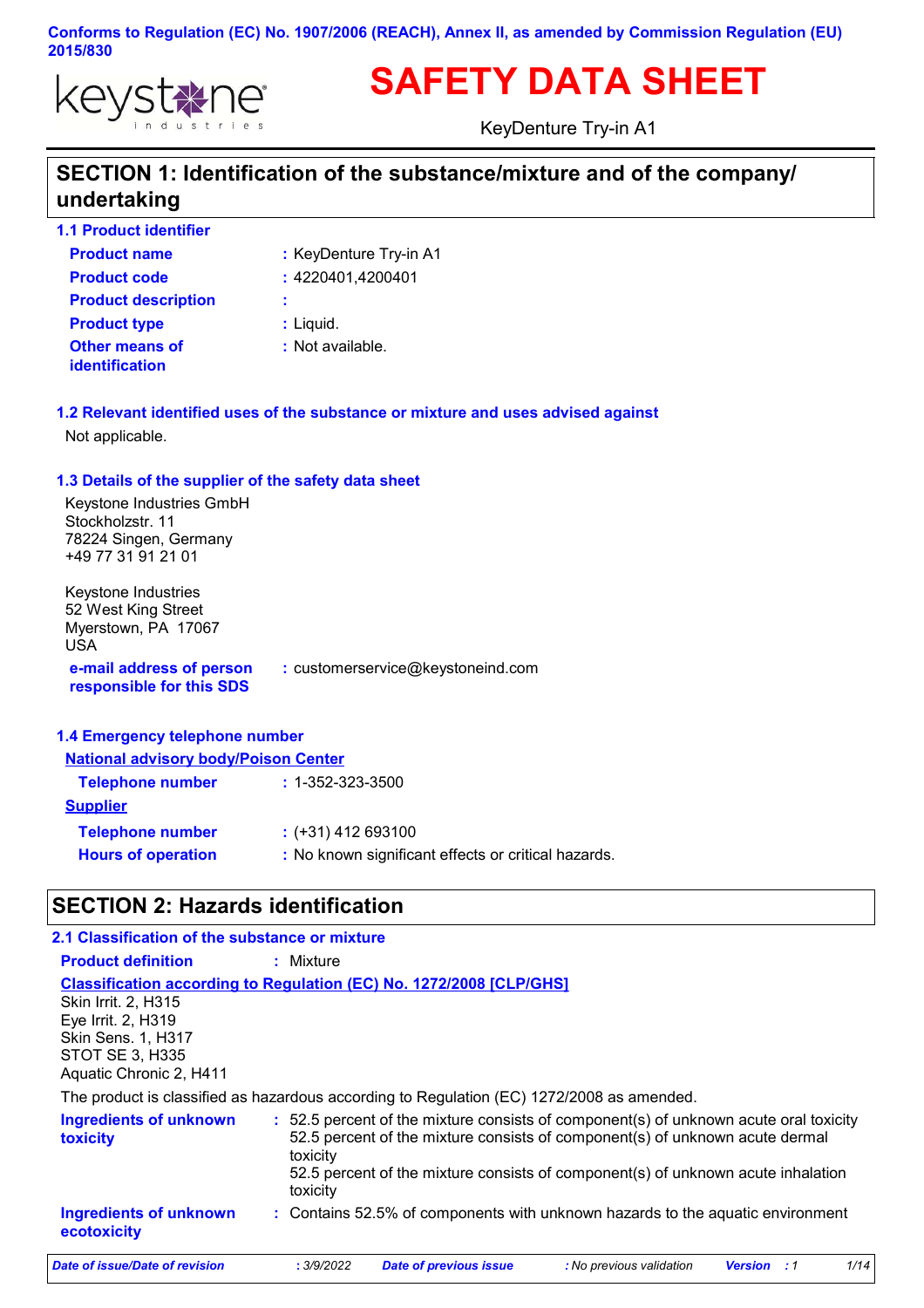Conforms to Regulation (EC) No. 1907/2006 (REACH), Annex II, as amended by Commission Regulation (EU) 2015/830

keystone industries

# SAFETY DATA SHEET

KeyDenture Try-in A1

## SECTION 1: Identification of the substance/mixture and of the company/undertaking

### 1.1 Product identifier

**Product name** : KeyDenture Try-in A1

**Product code** : 4220401,4200401

**Product description** :

**Product type** : Liquid.

**Other means of identification** : Not available.

### 1.2 Relevant identified uses of the substance or mixture and uses advised against

Not applicable.

### 1.3 Details of the supplier of the safety data sheet

Keystone Industries GmbH
Stockholzstr. 11
78224 Singen, Germany
+49 77 31 91 21 01

Keystone Industries
52 West King Street
Myerstown, PA 17067
USA

**e-mail address of person responsible for this SDS** : customerservice@keystoneind.com

### 1.4 Emergency telephone number

**National advisory body/Poison Center**

**Telephone number** : 1-352-323-3500

**Supplier**

**Telephone number** : (+31) 412 693100

**Hours of operation** : No known significant effects or critical hazards.

## SECTION 2: Hazards identification

### 2.1 Classification of the substance or mixture

**Product definition** : Mixture

**Classification according to Regulation (EC) No. 1272/2008 [CLP/GHS]**

Skin Irrit. 2, H315
Eye Irrit. 2, H319
Skin Sens. 1, H317
STOT SE 3, H335
Aquatic Chronic 2, H411

The product is classified as hazardous according to Regulation (EC) 1272/2008 as amended.

**Ingredients of unknown toxicity** : 52.5 percent of the mixture consists of component(s) of unknown acute oral toxicity
52.5 percent of the mixture consists of component(s) of unknown acute dermal toxicity
52.5 percent of the mixture consists of component(s) of unknown acute inhalation toxicity

**Ingredients of unknown ecotoxicity** : Contains 52.5% of components with unknown hazards to the aquatic environment

*Date of issue/Date of revision* : 3/9/2022 *Date of previous issue* : No previous validation *Version* : 1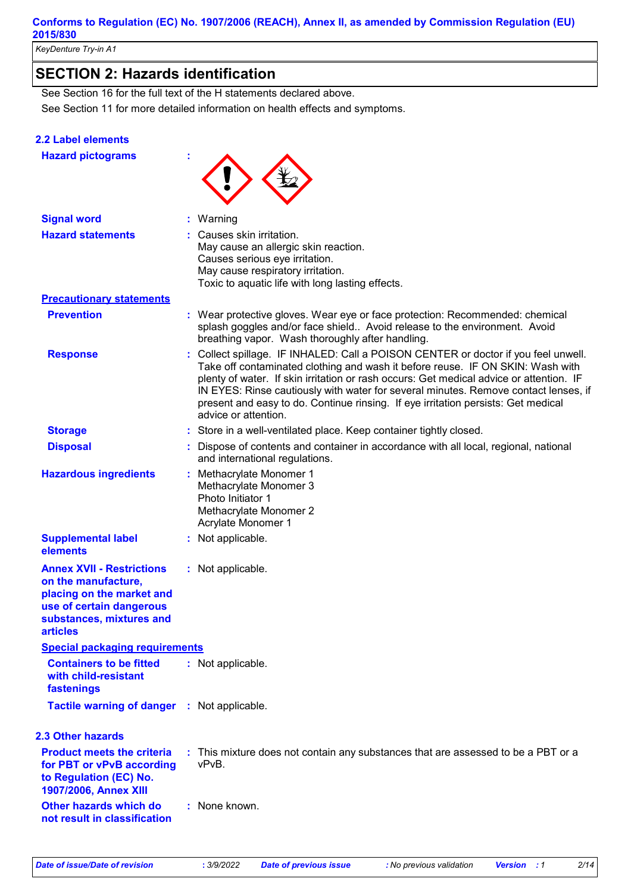# SECTION 2: Hazards identification

See Section 16 for the full text of the H statements declared above.

See Section 11 for more detailed information on health effects and symptoms.

## 2.2 Label elements

**Hazard pictograms** :

**Signal word** : Warning

**Hazard statements** : Causes skin irritation.
May cause an allergic skin reaction.
Causes serious eye irritation.
May cause respiratory irritation.
Toxic to aquatic life with long lasting effects.

**Precautionary statements**

**Prevention** : Wear protective gloves. Wear eye or face protection: Recommended: chemical splash goggles and/or face shield.. Avoid release to the environment. Avoid breathing vapor. Wash thoroughly after handling.

**Response** : Collect spillage. IF INHALED: Call a POISON CENTER or doctor if you feel unwell. Take off contaminated clothing and wash it before reuse. IF ON SKIN: Wash with plenty of water. If skin irritation or rash occurs: Get medical advice or attention. IF IN EYES: Rinse cautiously with water for several minutes. Remove contact lenses, if present and easy to do. Continue rinsing. If eye irritation persists: Get medical advice or attention.

**Storage** : Store in a well-ventilated place. Keep container tightly closed.

**Disposal** : Dispose of contents and container in accordance with all local, regional, national and international regulations.

**Hazardous ingredients** : Methacrylate Monomer 1
Methacrylate Monomer 3
Photo Initiator 1
Methacrylate Monomer 2
Acrylate Monomer 1

**Supplemental label elements** : Not applicable.

**Annex XVII - Restrictions on the manufacture, placing on the market and use of certain dangerous substances, mixtures and articles** : Not applicable.

**Special packaging requirements**

**Containers to be fitted with child-resistant fastenings** : Not applicable.

**Tactile warning of danger** : Not applicable.

## 2.3 Other hazards

**Product meets the criteria for PBT or vPvB according to Regulation (EC) No. 1907/2006, Annex XIII** : This mixture does not contain any substances that are assessed to be a PBT or a vPvB.

**Other hazards which do not result in classification** : None known.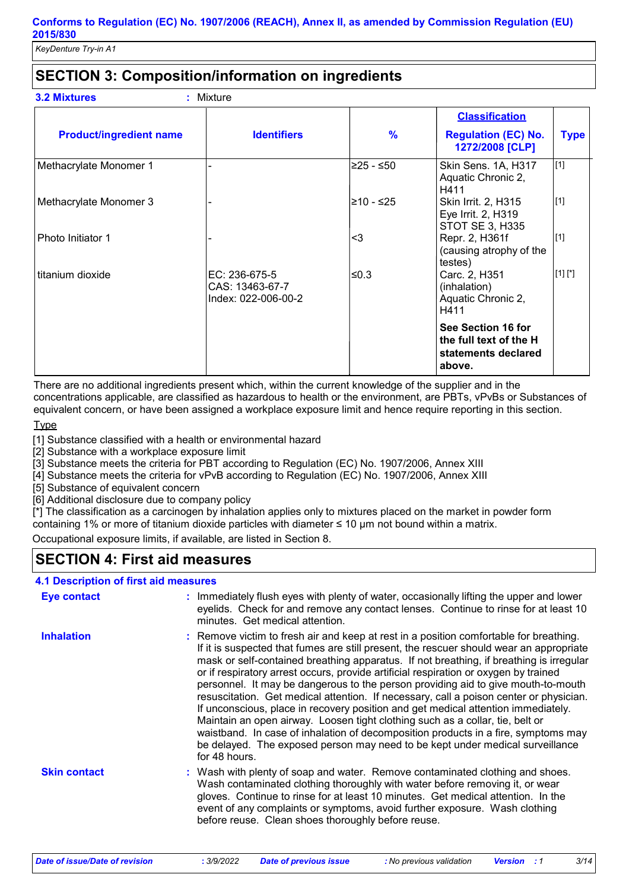## SECTION 3: Composition/information on ingredients

**3.2 Mixtures** : Mixture

| Product/ingredient name | Identifiers | % | Classification<br>Regulation (EC) No. 1272/2008 [CLP] | Type |
|---|---|---|---|---|
| Methacrylate Monomer 1 | - | ≥25 - ≤50 | Skin Sens. 1A, H317<br>Aquatic Chronic 2, H411 | [1] |
| Methacrylate Monomer 3 | - | ≥10 - ≤25 | Skin Irrit. 2, H315<br>Eye Irrit. 2, H319<br>STOT SE 3, H335 | [1] |
| Photo Initiator 1 | - | <3 | Repr. 2, H361f (causing atrophy of the testes) | [1] |
| titanium dioxide | EC: 236-675-5<br>CAS: 13463-67-7<br>Index: 022-006-00-2 | ≤0.3 | Carc. 2, H351 (inhalation)<br>Aquatic Chronic 2, H411 | [1] [*] |
| | | | **See Section 16 for the full text of the H statements declared above.** | |

There are no additional ingredients present which, within the current knowledge of the supplier and in the concentrations applicable, are classified as hazardous to health or the environment, are PBTs, vPvBs or Substances of equivalent concern, or have been assigned a workplace exposure limit and hence require reporting in this section.

Type

[1] Substance classified with a health or environmental hazard
[2] Substance with a workplace exposure limit
[3] Substance meets the criteria for PBT according to Regulation (EC) No. 1907/2006, Annex XIII
[4] Substance meets the criteria for vPvB according to Regulation (EC) No. 1907/2006, Annex XIII
[5] Substance of equivalent concern
[6] Additional disclosure due to company policy
[*] The classification as a carcinogen by inhalation applies only to mixtures placed on the market in powder form containing 1% or more of titanium dioxide particles with diameter ≤ 10 μm not bound within a matrix.

Occupational exposure limits, if available, are listed in Section 8.

## SECTION 4: First aid measures

**4.1 Description of first aid measures**

**Eye contact** : Immediately flush eyes with plenty of water, occasionally lifting the upper and lower eyelids. Check for and remove any contact lenses. Continue to rinse for at least 10 minutes. Get medical attention.

**Inhalation** : Remove victim to fresh air and keep at rest in a position comfortable for breathing. If it is suspected that fumes are still present, the rescuer should wear an appropriate mask or self-contained breathing apparatus. If not breathing, if breathing is irregular or if respiratory arrest occurs, provide artificial respiration or oxygen by trained personnel. It may be dangerous to the person providing aid to give mouth-to-mouth resuscitation. Get medical attention. If necessary, call a poison center or physician. If unconscious, place in recovery position and get medical attention immediately. Maintain an open airway. Loosen tight clothing such as a collar, tie, belt or waistband. In case of inhalation of decomposition products in a fire, symptoms may be delayed. The exposed person may need to be kept under medical surveillance for 48 hours.

**Skin contact** : Wash with plenty of soap and water. Remove contaminated clothing and shoes. Wash contaminated clothing thoroughly with water before removing it, or wear gloves. Continue to rinse for at least 10 minutes. Get medical attention. In the event of any complaints or symptoms, avoid further exposure. Wash clothing before reuse. Clean shoes thoroughly before reuse.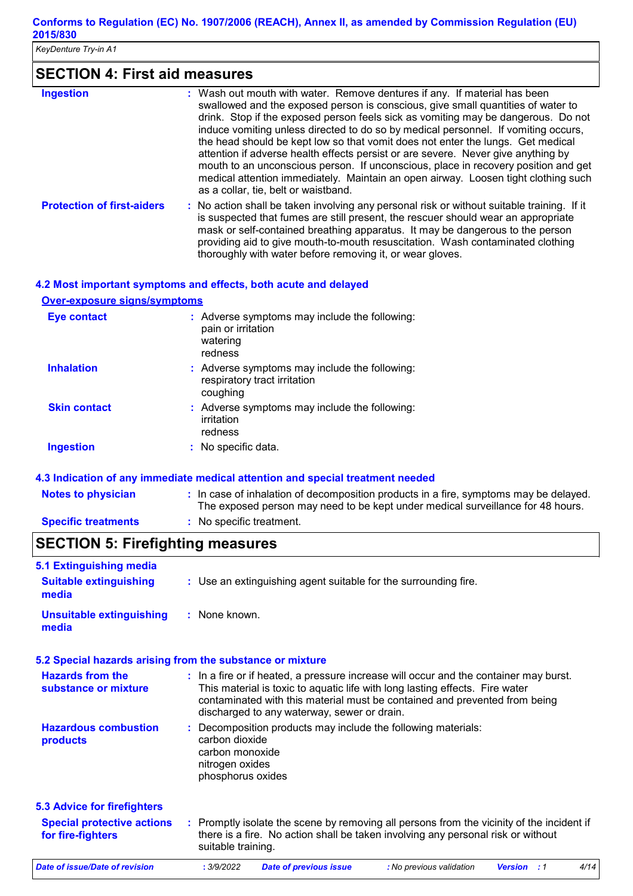## SECTION 4: First aid measures

| | |
|---|---|
| **Ingestion** | : Wash out mouth with water. Remove dentures if any. If material has been swallowed and the exposed person is conscious, give small quantities of water to drink. Stop if the exposed person feels sick as vomiting may be dangerous. Do not induce vomiting unless directed to do so by medical personnel. If vomiting occurs, the head should be kept low so that vomit does not enter the lungs. Get medical attention if adverse health effects persist or are severe. Never give anything by mouth to an unconscious person. If unconscious, place in recovery position and get medical attention immediately. Maintain an open airway. Loosen tight clothing such as a collar, tie, belt or waistband. |
| **Protection of first-aiders** | : No action shall be taken involving any personal risk or without suitable training. If it is suspected that fumes are still present, the rescuer should wear an appropriate mask or self-contained breathing apparatus. It may be dangerous to the person providing aid to give mouth-to-mouth resuscitation. Wash contaminated clothing thoroughly with water before removing it, or wear gloves. |

### 4.2 Most important symptoms and effects, both acute and delayed

**Over-exposure signs/symptoms**

| | |
|---|---|
| **Eye contact** | : Adverse symptoms may include the following:<br>pain or irritation<br>watering<br>redness |
| **Inhalation** | : Adverse symptoms may include the following:<br>respiratory tract irritation<br>coughing |
| **Skin contact** | : Adverse symptoms may include the following:<br>irritation<br>redness |
| **Ingestion** | : No specific data. |

### 4.3 Indication of any immediate medical attention and special treatment needed

| | |
|---|---|
| **Notes to physician** | : In case of inhalation of decomposition products in a fire, symptoms may be delayed. The exposed person may need to be kept under medical surveillance for 48 hours. |
| **Specific treatments** | : No specific treatment. |

## SECTION 5: Firefighting measures

### 5.1 Extinguishing media

| | |
|---|---|
| **Suitable extinguishing media** | : Use an extinguishing agent suitable for the surrounding fire. |
| **Unsuitable extinguishing media** | : None known. |

### 5.2 Special hazards arising from the substance or mixture

| | |
|---|---|
| **Hazards from the substance or mixture** | : In a fire or if heated, a pressure increase will occur and the container may burst. This material is toxic to aquatic life with long lasting effects. Fire water contaminated with this material must be contained and prevented from being discharged to any waterway, sewer or drain. |
| **Hazardous combustion products** | : Decomposition products may include the following materials:<br>carbon dioxide<br>carbon monoxide<br>nitrogen oxides<br>phosphorus oxides |

### 5.3 Advice for firefighters

| | |
|---|---|
| **Special protective actions for fire-fighters** | : Promptly isolate the scene by removing all persons from the vicinity of the incident if there is a fire. No action shall be taken involving any personal risk or without suitable training. |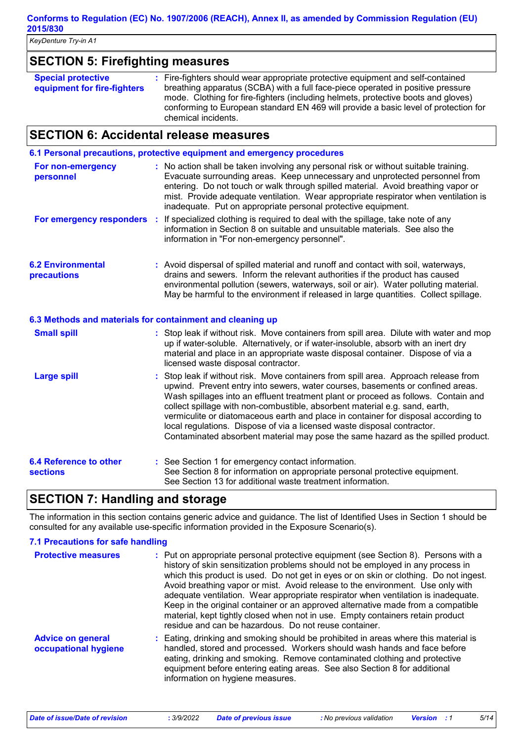## SECTION 5: Firefighting measures

**Special protective equipment for fire-fighters** : Fire-fighters should wear appropriate protective equipment and self-contained breathing apparatus (SCBA) with a full face-piece operated in positive pressure mode. Clothing for fire-fighters (including helmets, protective boots and gloves) conforming to European standard EN 469 will provide a basic level of protection for chemical incidents.

## SECTION 6: Accidental release measures

### 6.1 Personal precautions, protective equipment and emergency procedures

**For non-emergency personnel** : No action shall be taken involving any personal risk or without suitable training. Evacuate surrounding areas. Keep unnecessary and unprotected personnel from entering. Do not touch or walk through spilled material. Avoid breathing vapor or mist. Provide adequate ventilation. Wear appropriate respirator when ventilation is inadequate. Put on appropriate personal protective equipment.

**For emergency responders** : If specialized clothing is required to deal with the spillage, take note of any information in Section 8 on suitable and unsuitable materials. See also the information in "For non-emergency personnel".

### 6.2 Environmental precautions

: Avoid dispersal of spilled material and runoff and contact with soil, waterways, drains and sewers. Inform the relevant authorities if the product has caused environmental pollution (sewers, waterways, soil or air). Water polluting material. May be harmful to the environment if released in large quantities. Collect spillage.

### 6.3 Methods and materials for containment and cleaning up

**Small spill** : Stop leak if without risk. Move containers from spill area. Dilute with water and mop up if water-soluble. Alternatively, or if water-insoluble, absorb with an inert dry material and place in an appropriate waste disposal container. Dispose of via a licensed waste disposal contractor.

**Large spill** : Stop leak if without risk. Move containers from spill area. Approach release from upwind. Prevent entry into sewers, water courses, basements or confined areas. Wash spillages into an effluent treatment plant or proceed as follows. Contain and collect spillage with non-combustible, absorbent material e.g. sand, earth, vermiculite or diatomaceous earth and place in container for disposal according to local regulations. Dispose of via a licensed waste disposal contractor. Contaminated absorbent material may pose the same hazard as the spilled product.

### 6.4 Reference to other sections

: See Section 1 for emergency contact information.
See Section 8 for information on appropriate personal protective equipment.
See Section 13 for additional waste treatment information.

## SECTION 7: Handling and storage

The information in this section contains generic advice and guidance. The list of Identified Uses in Section 1 should be consulted for any available use-specific information provided in the Exposure Scenario(s).

### 7.1 Precautions for safe handling

**Protective measures** : Put on appropriate personal protective equipment (see Section 8). Persons with a history of skin sensitization problems should not be employed in any process in which this product is used. Do not get in eyes or on skin or clothing. Do not ingest. Avoid breathing vapor or mist. Avoid release to the environment. Use only with adequate ventilation. Wear appropriate respirator when ventilation is inadequate. Keep in the original container or an approved alternative made from a compatible material, kept tightly closed when not in use. Empty containers retain product residue and can be hazardous. Do not reuse container.

**Advice on general occupational hygiene** : Eating, drinking and smoking should be prohibited in areas where this material is handled, stored and processed. Workers should wash hands and face before eating, drinking and smoking. Remove contaminated clothing and protective equipment before entering eating areas. See also Section 8 for additional information on hygiene measures.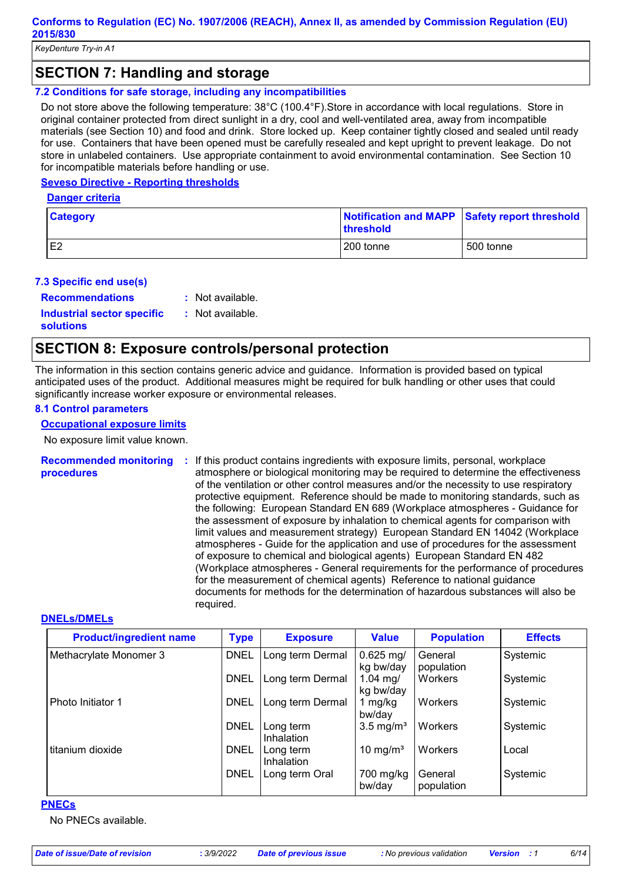## SECTION 7: Handling and storage

### 7.2 Conditions for safe storage, including any incompatibilities

Do not store above the following temperature: 38°C (100.4°F).Store in accordance with local regulations. Store in original container protected from direct sunlight in a dry, cool and well-ventilated area, away from incompatible materials (see Section 10) and food and drink. Store locked up. Keep container tightly closed and sealed until ready for use. Containers that have been opened must be carefully resealed and kept upright to prevent leakage. Do not store in unlabeled containers. Use appropriate containment to avoid environmental contamination. See Section 10 for incompatible materials before handling or use.

**Seveso Directive - Reporting thresholds**

**Danger criteria**

| Category | Notification and MAPP threshold | Safety report threshold |
|---|---|---|
| E2 | 200 tonne | 500 tonne |

### 7.3 Specific end use(s)

**Recommendations** : Not available.

**Industrial sector specific solutions** : Not available.

## SECTION 8: Exposure controls/personal protection

The information in this section contains generic advice and guidance. Information is provided based on typical anticipated uses of the product. Additional measures might be required for bulk handling or other uses that could significantly increase worker exposure or environmental releases.

### 8.1 Control parameters

**Occupational exposure limits**

No exposure limit value known.

**Recommended monitoring procedures** : If this product contains ingredients with exposure limits, personal, workplace atmosphere or biological monitoring may be required to determine the effectiveness of the ventilation or other control measures and/or the necessity to use respiratory protective equipment. Reference should be made to monitoring standards, such as the following: European Standard EN 689 (Workplace atmospheres - Guidance for the assessment of exposure by inhalation to chemical agents for comparison with limit values and measurement strategy) European Standard EN 14042 (Workplace atmospheres - Guide for the application and use of procedures for the assessment of exposure to chemical and biological agents) European Standard EN 482 (Workplace atmospheres - General requirements for the performance of procedures for the measurement of chemical agents) Reference to national guidance documents for methods for the determination of hazardous substances will also be required.

**DNELs/DMELs**

| Product/ingredient name | Type | Exposure | Value | Population | Effects |
|---|---|---|---|---|---|
| Methacrylate Monomer 3 | DNEL | Long term Dermal | 0.625 mg/kg bw/day | General population | Systemic |
| | DNEL | Long term Dermal | 1.04 mg/kg bw/day | Workers | Systemic |
| Photo Initiator 1 | DNEL | Long term Dermal | 1 mg/kg bw/day | Workers | Systemic |
| | DNEL | Long term Inhalation | 3.5 mg/m³ | Workers | Systemic |
| titanium dioxide | DNEL | Long term Inhalation | 10 mg/m³ | Workers | Local |
| | DNEL | Long term Oral | 700 mg/kg bw/day | General population | Systemic |

**PNECs**

No PNECs available.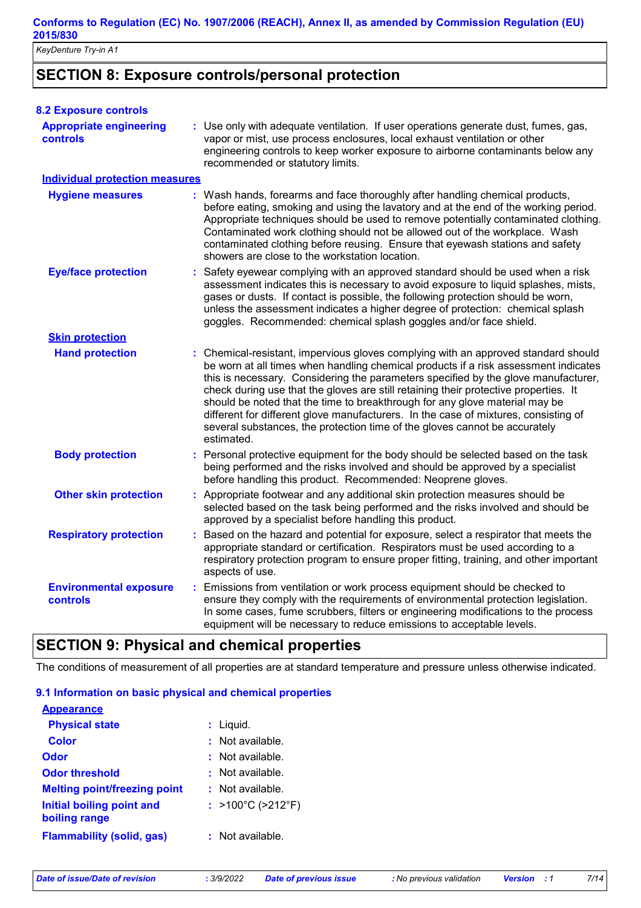## SECTION 8: Exposure controls/personal protection

### 8.2 Exposure controls

**Appropriate engineering controls** : Use only with adequate ventilation. If user operations generate dust, fumes, gas, vapor or mist, use process enclosures, local exhaust ventilation or other engineering controls to keep worker exposure to airborne contaminants below any recommended or statutory limits.

**Individual protection measures**

**Hygiene measures** : Wash hands, forearms and face thoroughly after handling chemical products, before eating, smoking and using the lavatory and at the end of the working period. Appropriate techniques should be used to remove potentially contaminated clothing. Contaminated work clothing should not be allowed out of the workplace. Wash contaminated clothing before reusing. Ensure that eyewash stations and safety showers are close to the workstation location.

**Eye/face protection** : Safety eyewear complying with an approved standard should be used when a risk assessment indicates this is necessary to avoid exposure to liquid splashes, mists, gases or dusts. If contact is possible, the following protection should be worn, unless the assessment indicates a higher degree of protection: chemical splash goggles. Recommended: chemical splash goggles and/or face shield.

**Skin protection**

**Hand protection** : Chemical-resistant, impervious gloves complying with an approved standard should be worn at all times when handling chemical products if a risk assessment indicates this is necessary. Considering the parameters specified by the glove manufacturer, check during use that the gloves are still retaining their protective properties. It should be noted that the time to breakthrough for any glove material may be different for different glove manufacturers. In the case of mixtures, consisting of several substances, the protection time of the gloves cannot be accurately estimated.

**Body protection** : Personal protective equipment for the body should be selected based on the task being performed and the risks involved and should be approved by a specialist before handling this product. Recommended: Neoprene gloves.

**Other skin protection** : Appropriate footwear and any additional skin protection measures should be selected based on the task being performed and the risks involved and should be approved by a specialist before handling this product.

**Respiratory protection** : Based on the hazard and potential for exposure, select a respirator that meets the appropriate standard or certification. Respirators must be used according to a respiratory protection program to ensure proper fitting, training, and other important aspects of use.

**Environmental exposure controls** : Emissions from ventilation or work process equipment should be checked to ensure they comply with the requirements of environmental protection legislation. In some cases, fume scrubbers, filters or engineering modifications to the process equipment will be necessary to reduce emissions to acceptable levels.

## SECTION 9: Physical and chemical properties

The conditions of measurement of all properties are at standard temperature and pressure unless otherwise indicated.

### 9.1 Information on basic physical and chemical properties

**Appearance**

**Physical state** : Liquid.

**Color** : Not available.

**Odor** : Not available.

**Odor threshold** : Not available.

**Melting point/freezing point** : Not available.

**Initial boiling point and boiling range** : >100°C (>212°F)

**Flammability (solid, gas)** : Not available.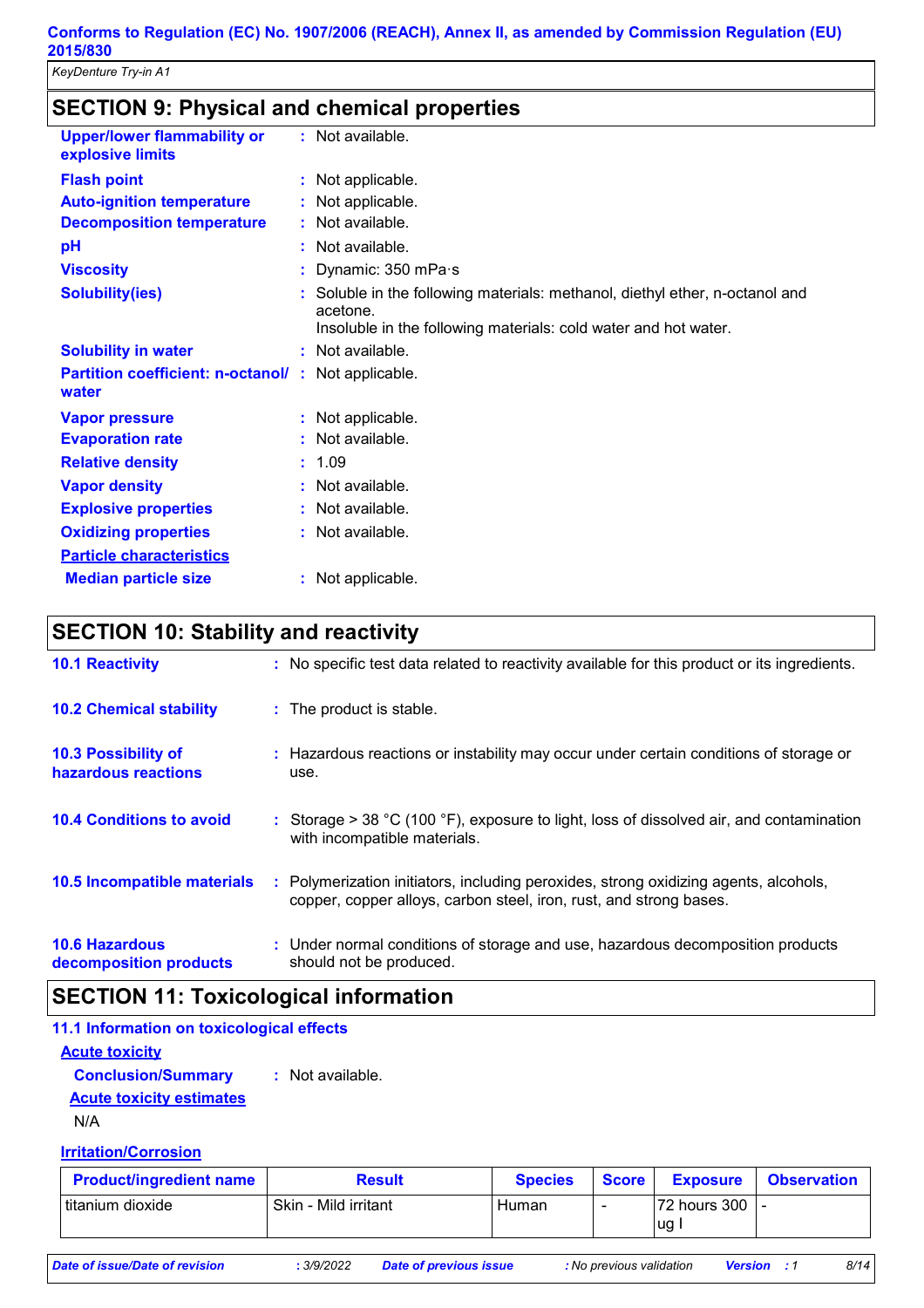## SECTION 9: Physical and chemical properties

| | | |
|---|---|---|
| **Upper/lower flammability or explosive limits** | : | Not available. |
| **Flash point** | : | Not applicable. |
| **Auto-ignition temperature** | : | Not applicable. |
| **Decomposition temperature** | : | Not available. |
| **pH** | : | Not available. |
| **Viscosity** | : | Dynamic: 350 mPa·s |
| **Solubility(ies)** | : | Soluble in the following materials: methanol, diethyl ether, n-octanol and acetone. Insoluble in the following materials: cold water and hot water. |
| **Solubility in water** | : | Not available. |
| **Partition coefficient: n-octanol/ water** | : | Not applicable. |
| **Vapor pressure** | : | Not applicable. |
| **Evaporation rate** | : | Not available. |
| **Relative density** | : | 1.09 |
| **Vapor density** | : | Not available. |
| **Explosive properties** | : | Not available. |
| **Oxidizing properties** | : | Not available. |

**Particle characteristics**

**Median particle size** : Not applicable.

## SECTION 10: Stability and reactivity

| | | |
|---|---|---|
| **10.1 Reactivity** | : | No specific test data related to reactivity available for this product or its ingredients. |
| **10.2 Chemical stability** | : | The product is stable. |
| **10.3 Possibility of hazardous reactions** | : | Hazardous reactions or instability may occur under certain conditions of storage or use. |
| **10.4 Conditions to avoid** | : | Storage > 38 °C (100 °F), exposure to light, loss of dissolved air, and contamination with incompatible materials. |
| **10.5 Incompatible materials** | : | Polymerization initiators, including peroxides, strong oxidizing agents, alcohols, copper, copper alloys, carbon steel, iron, rust, and strong bases. |
| **10.6 Hazardous decomposition products** | : | Under normal conditions of storage and use, hazardous decomposition products should not be produced. |

## SECTION 11: Toxicological information

### 11.1 Information on toxicological effects

**Acute toxicity**

**Conclusion/Summary** : Not available.

**Acute toxicity estimates**

N/A

**Irritation/Corrosion**

| Product/ingredient name | Result | Species | Score | Exposure | Observation |
|---|---|---|---|---|---|
| titanium dioxide | Skin - Mild irritant | Human | - | 72 hours 300 ug I | - |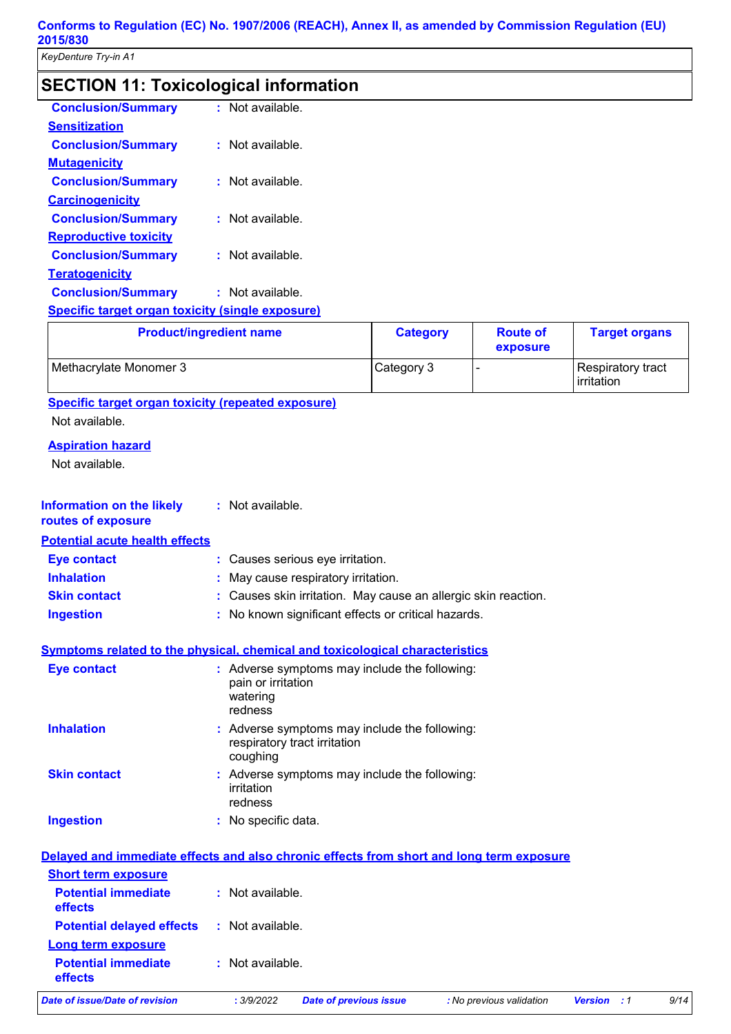## SECTION 11: Toxicological information

**Conclusion/Summary** : Not available.

**Sensitization**

**Conclusion/Summary** : Not available.

**Mutagenicity**

**Conclusion/Summary** : Not available.

**Carcinogenicity**

**Conclusion/Summary** : Not available.

**Reproductive toxicity**

**Conclusion/Summary** : Not available.

**Teratogenicity**

**Conclusion/Summary** : Not available.

**Specific target organ toxicity (single exposure)**

| Product/ingredient name | Category | Route of exposure | Target organs |
|---|---|---|---|
| Methacrylate Monomer 3 | Category 3 | - | Respiratory tract irritation |

**Specific target organ toxicity (repeated exposure)**

Not available.

**Aspiration hazard**

Not available.

**Information on the likely routes of exposure** : Not available.

**Potential acute health effects**

**Eye contact** : Causes serious eye irritation.

**Inhalation** : May cause respiratory irritation.

**Skin contact** : Causes skin irritation. May cause an allergic skin reaction.

**Ingestion** : No known significant effects or critical hazards.

**Symptoms related to the physical, chemical and toxicological characteristics**

**Eye contact** : Adverse symptoms may include the following:
pain or irritation
watering
redness

**Inhalation** : Adverse symptoms may include the following:
respiratory tract irritation
coughing

**Skin contact** : Adverse symptoms may include the following:
irritation
redness

**Ingestion** : No specific data.

**Delayed and immediate effects and also chronic effects from short and long term exposure**

**Short term exposure**

**Potential immediate effects** : Not available.

**Potential delayed effects** : Not available.

**Long term exposure**

**Potential immediate effects** : Not available.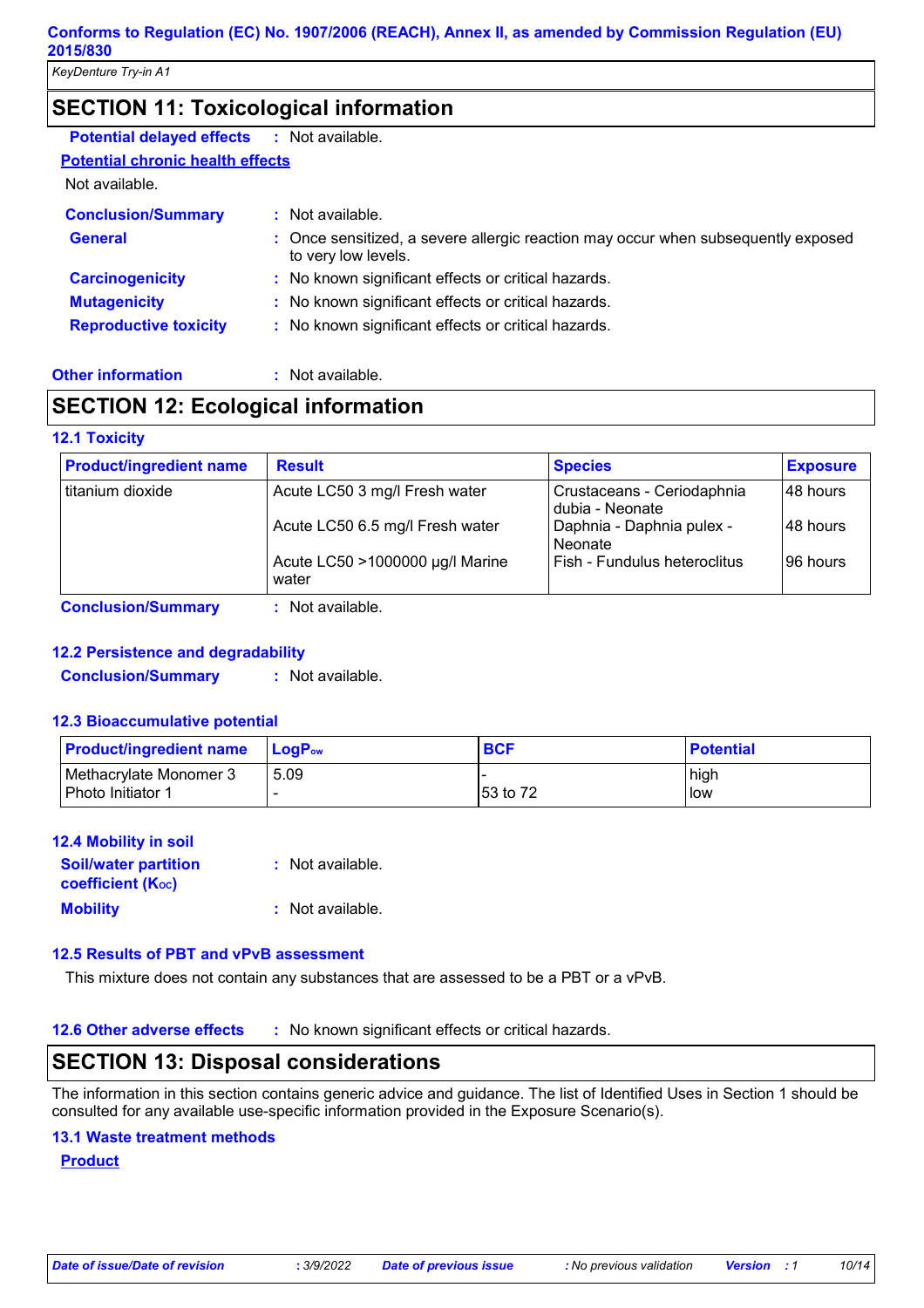## SECTION 11: Toxicological information

**Potential delayed effects** : Not available.

**Potential chronic health effects**

Not available.

**Conclusion/Summary** : Not available.

**General** : Once sensitized, a severe allergic reaction may occur when subsequently exposed to very low levels.

**Carcinogenicity** : No known significant effects or critical hazards.

**Mutagenicity** : No known significant effects or critical hazards.

**Reproductive toxicity** : No known significant effects or critical hazards.

**Other information** : Not available.

## SECTION 12: Ecological information

### 12.1 Toxicity

| Product/ingredient name | Result | Species | Exposure |
|---|---|---|---|
| titanium dioxide | Acute LC50 3 mg/l Fresh water | Crustaceans - Ceriodaphnia dubia - Neonate | 48 hours |
| | Acute LC50 6.5 mg/l Fresh water | Daphnia - Daphnia pulex - Neonate | 48 hours |
| | Acute LC50 >1000000 µg/l Marine water | Fish - Fundulus heteroclitus | 96 hours |

**Conclusion/Summary** : Not available.

### 12.2 Persistence and degradability

**Conclusion/Summary** : Not available.

### 12.3 Bioaccumulative potential

| Product/ingredient name | $LogP_{ow}$ | BCF | Potential |
|---|---|---|---|
| Methacrylate Monomer 3 | 5.09 | - | high |
| Photo Initiator 1 | - | 53 to 72 | low |

### 12.4 Mobility in soil

**Soil/water partition coefficient ($K_{OC}$)** : Not available.

**Mobility** : Not available.

### 12.5 Results of PBT and vPvB assessment

This mixture does not contain any substances that are assessed to be a PBT or a vPvB.

### 12.6 Other adverse effects : No known significant effects or critical hazards.

## SECTION 13: Disposal considerations

The information in this section contains generic advice and guidance. The list of Identified Uses in Section 1 should be consulted for any available use-specific information provided in the Exposure Scenario(s).

### 13.1 Waste treatment methods

**Product**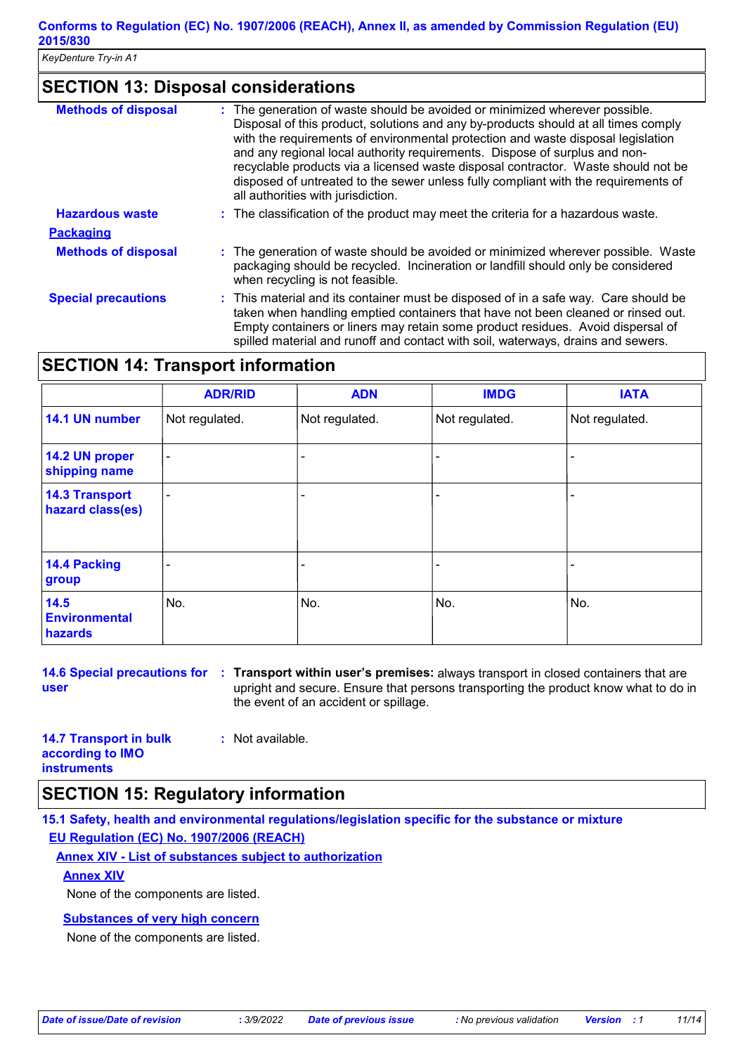## SECTION 13: Disposal considerations

**Methods of disposal** : The generation of waste should be avoided or minimized wherever possible. Disposal of this product, solutions and any by-products should at all times comply with the requirements of environmental protection and waste disposal legislation and any regional local authority requirements. Dispose of surplus and non-recyclable products via a licensed waste disposal contractor. Waste should not be disposed of untreated to the sewer unless fully compliant with the requirements of all authorities with jurisdiction.

**Hazardous waste** : The classification of the product may meet the criteria for a hazardous waste.

**Packaging**

**Methods of disposal** : The generation of waste should be avoided or minimized wherever possible. Waste packaging should be recycled. Incineration or landfill should only be considered when recycling is not feasible.

**Special precautions** : This material and its container must be disposed of in a safe way. Care should be taken when handling emptied containers that have not been cleaned or rinsed out. Empty containers or liners may retain some product residues. Avoid dispersal of spilled material and runoff and contact with soil, waterways, drains and sewers.

## SECTION 14: Transport information

| | ADR/RID | ADN | IMDG | IATA |
|---|---|---|---|---|
| **14.1 UN number** | Not regulated. | Not regulated. | Not regulated. | Not regulated. |
| **14.2 UN proper shipping name** | - | - | - | - |
| **14.3 Transport hazard class(es)** | - | - | - | - |
| **14.4 Packing group** | - | - | - | - |
| **14.5 Environmental hazards** | No. | No. | No. | No. |

**14.6 Special precautions for user** : **Transport within user's premises:** always transport in closed containers that are upright and secure. Ensure that persons transporting the product know what to do in the event of an accident or spillage.

**14.7 Transport in bulk according to IMO instruments** : Not available.

## SECTION 15: Regulatory information

**15.1 Safety, health and environmental regulations/legislation specific for the substance or mixture**

**EU Regulation (EC) No. 1907/2006 (REACH)**

**Annex XIV - List of substances subject to authorization**

**Annex XIV**

None of the components are listed.

**Substances of very high concern**

None of the components are listed.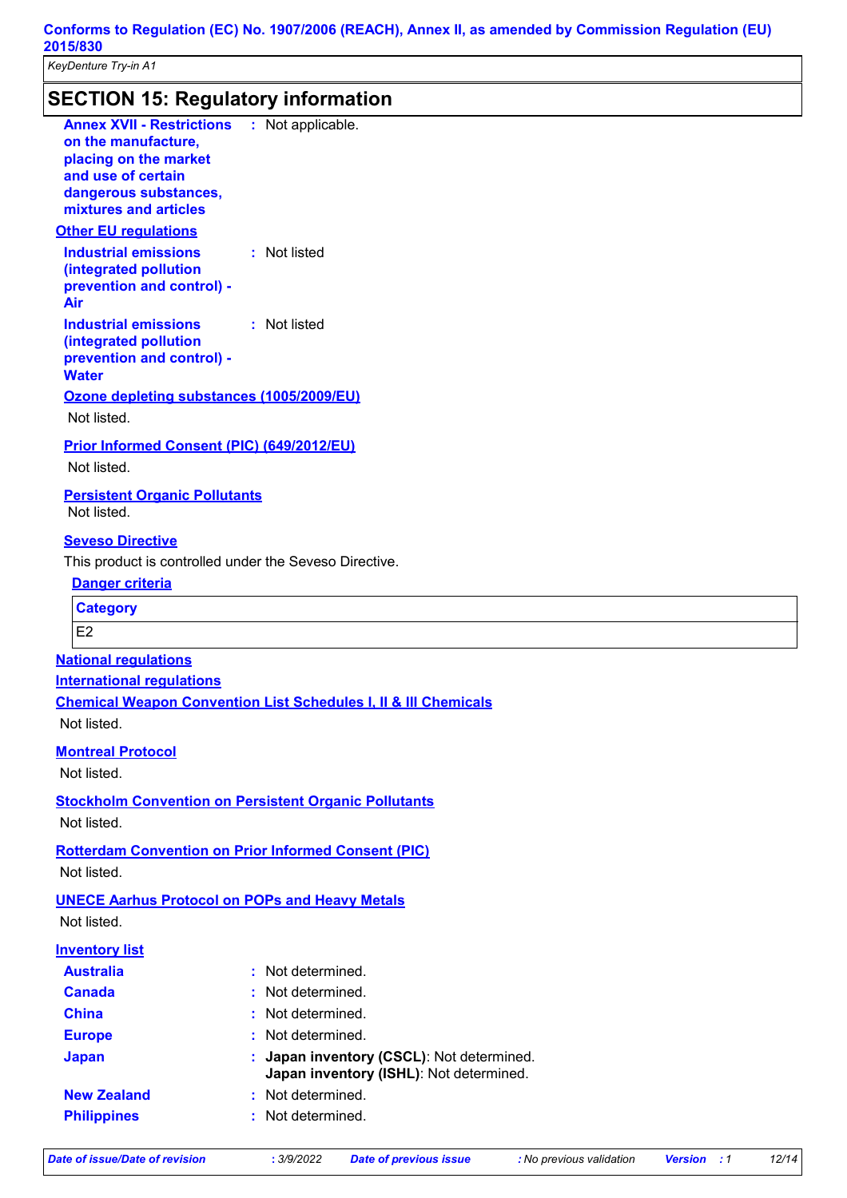## SECTION 15: Regulatory information

**Annex XVII - Restrictions on the manufacture, placing on the market and use of certain dangerous substances, mixtures and articles** : Not applicable.

### Other EU regulations

**Industrial emissions (integrated pollution prevention and control) - Air** : Not listed

**Industrial emissions (integrated pollution prevention and control) - Water** : Not listed

**Ozone depleting substances (1005/2009/EU)**

Not listed.

**Prior Informed Consent (PIC) (649/2012/EU)**

Not listed.

**Persistent Organic Pollutants**

Not listed.

**Seveso Directive**

This product is controlled under the Seveso Directive.

**Danger criteria**

| Category |
| --- |
| E2 |

### National regulations

### International regulations

**Chemical Weapon Convention List Schedules I, II & III Chemicals**

Not listed.

**Montreal Protocol**

Not listed.

**Stockholm Convention on Persistent Organic Pollutants**

Not listed.

**Rotterdam Convention on Prior Informed Consent (PIC)**

Not listed.

**UNECE Aarhus Protocol on POPs and Heavy Metals**

Not listed.

### Inventory list

**Australia** : Not determined.

**Canada** : Not determined.

**China** : Not determined.

**Europe** : Not determined.

**Japan** : **Japan inventory (CSCL)**: Not determined.
**Japan inventory (ISHL)**: Not determined.

**New Zealand** : Not determined.

**Philippines** : Not determined.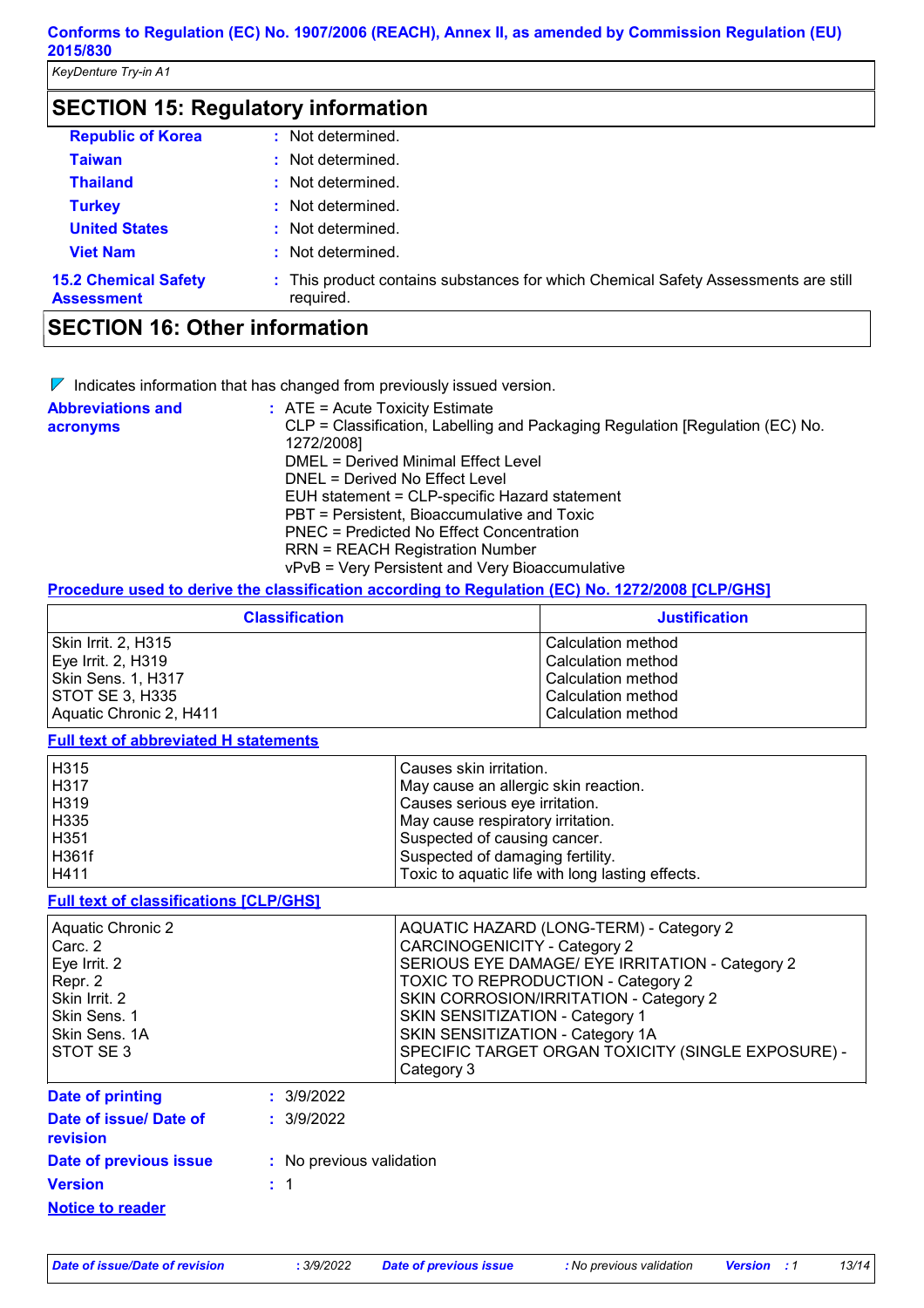## SECTION 15: Regulatory information

| | |
|---|---|
| **Republic of Korea** | : Not determined. |
| **Taiwan** | : Not determined. |
| **Thailand** | : Not determined. |
| **Turkey** | : Not determined. |
| **United States** | : Not determined. |
| **Viet Nam** | : Not determined. |

**15.2 Chemical Safety Assessment** : This product contains substances for which Chemical Safety Assessments are still required.

## SECTION 16: Other information

Indicates information that has changed from previously issued version.

**Abbreviations and acronyms** :
ATE = Acute Toxicity Estimate
CLP = Classification, Labelling and Packaging Regulation [Regulation (EC) No. 1272/2008]
DMEL = Derived Minimal Effect Level
DNEL = Derived No Effect Level
EUH statement = CLP-specific Hazard statement
PBT = Persistent, Bioaccumulative and Toxic
PNEC = Predicted No Effect Concentration
RRN = REACH Registration Number
vPvB = Very Persistent and Very Bioaccumulative

**Procedure used to derive the classification according to Regulation (EC) No. 1272/2008 [CLP/GHS]**

| Classification | Justification |
|---|---|
| Skin Irrit. 2, H315 | Calculation method |
| Eye Irrit. 2, H319 | Calculation method |
| Skin Sens. 1, H317 | Calculation method |
| STOT SE 3, H335 | Calculation method |
| Aquatic Chronic 2, H411 | Calculation method |

**Full text of abbreviated H statements**

| | |
|---|---|
| H315 | Causes skin irritation. |
| H317 | May cause an allergic skin reaction. |
| H319 | Causes serious eye irritation. |
| H335 | May cause respiratory irritation. |
| H351 | Suspected of causing cancer. |
| H361f | Suspected of damaging fertility. |
| H411 | Toxic to aquatic life with long lasting effects. |

**Full text of classifications [CLP/GHS]**

| | |
|---|---|
| Aquatic Chronic 2 | AQUATIC HAZARD (LONG-TERM) - Category 2 |
| Carc. 2 | CARCINOGENICITY - Category 2 |
| Eye Irrit. 2 | SERIOUS EYE DAMAGE/ EYE IRRITATION - Category 2 |
| Repr. 2 | TOXIC TO REPRODUCTION - Category 2 |
| Skin Irrit. 2 | SKIN CORROSION/IRRITATION - Category 2 |
| Skin Sens. 1 | SKIN SENSITIZATION - Category 1 |
| Skin Sens. 1A | SKIN SENSITIZATION - Category 1A |
| STOT SE 3 | SPECIFIC TARGET ORGAN TOXICITY (SINGLE EXPOSURE) - Category 3 |

| | |
|---|---|
| **Date of printing** | : 3/9/2022 |
| **Date of issue/ Date of revision** | : 3/9/2022 |
| **Date of previous issue** | : No previous validation |
| **Version** | : 1 |

**Notice to reader**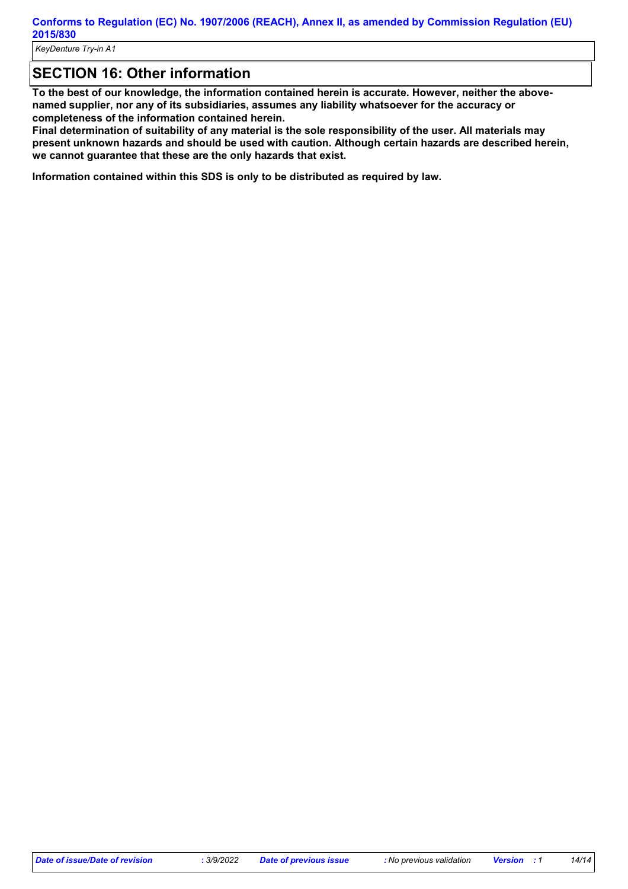## SECTION 16: Other information

**To the best of our knowledge, the information contained herein is accurate. However, neither the above-named supplier, nor any of its subsidiaries, assumes any liability whatsoever for the accuracy or completeness of the information contained herein.**
**Final determination of suitability of any material is the sole responsibility of the user. All materials may present unknown hazards and should be used with caution. Although certain hazards are described herein, we cannot guarantee that these are the only hazards that exist.**

**Information contained within this SDS is only to be distributed as required by law.**